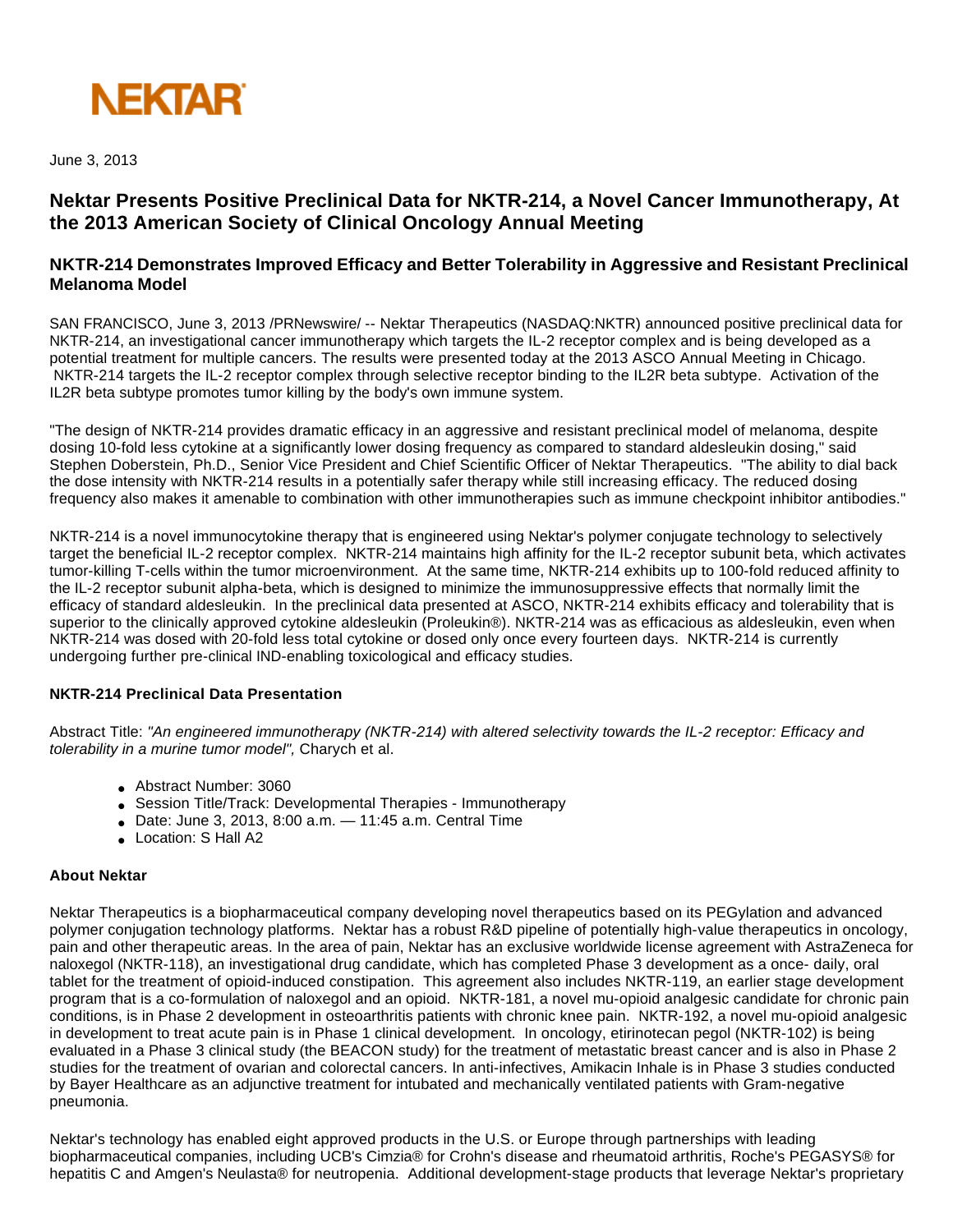NEKTAR

June 3, 2013

# Nektar Presents Positive Preclinical Data for NKTR-214, a Novel Cancer Immunotherapy, At the 2013 American Society of Clinical Oncology Annual Meeting

## NKTR-214 Demonstrates Improved Efficacy and Better Tolerability in Aggressive and Resistant Preclinical Melanoma Model

SAN FRANCISCO, June 3, 2013 /PRNewswire/ -- Nektar Therapeutics (NASDAQ:NKTR) announced positive preclinical data for NKTR-214, an investigational cancer immunotherapy which targets the IL-2 receptor complex and is being developed as a potential treatment for multiple cancers. The results were presented today at the 2013 ASCO Annual Meeting in Chicago. NKTR-214 targets the IL-2 receptor complex through selective receptor binding to the IL2R beta subtype. Activation of the IL2R beta subtype promotes tumor killing by the body's own immune system.

"The design of NKTR-214 provides dramatic efficacy in an aggressive and resistant preclinical model of melanoma, despite dosing 10-fold less cytokine at a significantly lower dosing frequency as compared to standard aldesleukin dosing," said Stephen Doberstein, Ph.D., Senior Vice President and Chief Scientific Officer of Nektar Therapeutics. "The ability to dial back the dose intensity with NKTR-214 results in a potentially safer therapy while still increasing efficacy. The reduced dosing frequency also makes it amenable to combination with other immunotherapies such as immune checkpoint inhibitor antibodies."

NKTR-214 is a novel immunocytokine therapy that is engineered using Nektar's polymer conjugate technology to selectively target the beneficial IL-2 receptor complex. NKTR-214 maintains high affinity for the IL-2 receptor subunit beta, which activates tumor-killing T-cells within the tumor microenvironment. At the same time, NKTR-214 exhibits up to 100-fold reduced affinity to the IL-2 receptor subunit alpha-beta, which is designed to minimize the immunosuppressive effects that normally limit the efficacy of standard aldesleukin. In the preclinical data presented at ASCO, NKTR-214 exhibits efficacy and tolerability that is superior to the clinically approved cytokine aldesleukin (Proleukin®). NKTR-214 was as efficacious as aldesleukin, even when NKTR-214 was dosed with 20-fold less total cytokine or dosed only once every fourteen days. NKTR-214 is currently undergoing further pre-clinical IND-enabling toxicological and efficacy studies.

### NKTR-214 Preclinical Data Presentation

Abstract Title: *"An engineered immunotherapy (NKTR-214) with altered selectivity towards the IL-2 receptor: Efficacy and tolerability in a murine tumor model",* Charych et al.

- Abstract Number: 3060
- Session Title/Track: Developmental Therapies - Immunotherapy
- Date: June 3, 2013, 8:00 a.m. — 11:45 a.m. Central Time
- Location: S Hall A2

### About Nektar

Nektar Therapeutics is a biopharmaceutical company developing novel therapeutics based on its PEGylation and advanced polymer conjugation technology platforms. Nektar has a robust R&D pipeline of potentially high-value therapeutics in oncology, pain and other therapeutic areas. In the area of pain, Nektar has an exclusive worldwide license agreement with AstraZeneca for naloxegol (NKTR-118), an investigational drug candidate, which has completed Phase 3 development as a once- daily, oral tablet for the treatment of opioid-induced constipation. This agreement also includes NKTR-119, an earlier stage development program that is a co-formulation of naloxegol and an opioid. NKTR-181, a novel mu-opioid analgesic candidate for chronic pain conditions, is in Phase 2 development in osteoarthritis patients with chronic knee pain. NKTR-192, a novel mu-opioid analgesic in development to treat acute pain is in Phase 1 clinical development. In oncology, etirinotecan pegol (NKTR-102) is being evaluated in a Phase 3 clinical study (the BEACON study) for the treatment of metastatic breast cancer and is also in Phase 2 studies for the treatment of ovarian and colorectal cancers. In anti-infectives, Amikacin Inhale is in Phase 3 studies conducted by Bayer Healthcare as an adjunctive treatment for intubated and mechanically ventilated patients with Gram-negative pneumonia.

Nektar's technology has enabled eight approved products in the U.S. or Europe through partnerships with leading biopharmaceutical companies, including UCB's Cimzia® for Crohn's disease and rheumatoid arthritis, Roche's PEGASYS® for hepatitis C and Amgen's Neulasta® for neutropenia. Additional development-stage products that leverage Nektar's proprietary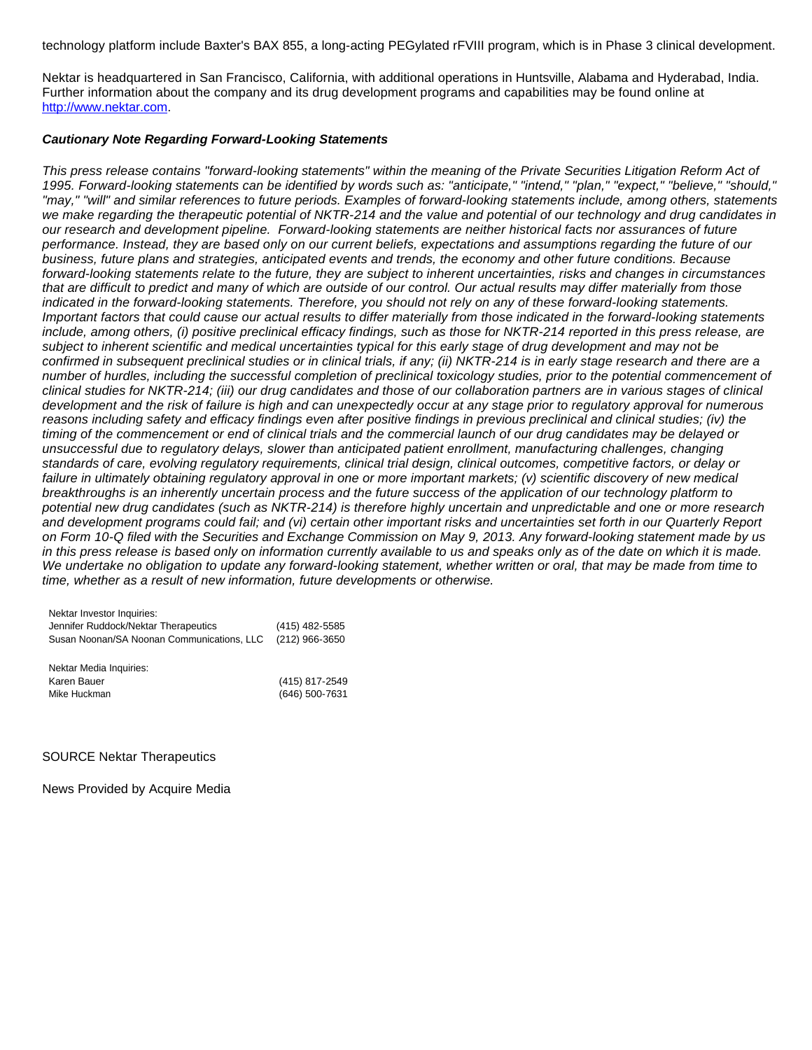technology platform include Baxter's BAX 855, a long-acting PEGylated rFVIII program, which is in Phase 3 clinical development.

Nektar is headquartered in San Francisco, California, with additional operations in Huntsville, Alabama and Hyderabad, India. Further information about the company and its drug development programs and capabilities may be found online at [http://www.nektar.com](http://www.nektar.com).

***Cautionary Note Regarding Forward-Looking Statements***

*This press release contains "forward-looking statements" within the meaning of the Private Securities Litigation Reform Act of 1995. Forward-looking statements can be identified by words such as: "anticipate," "intend," "plan," "expect," "believe," "should," "may," "will" and similar references to future periods. Examples of forward-looking statements include, among others, statements we make regarding the therapeutic potential of NKTR-214 and the value and potential of our technology and drug candidates in our research and development pipeline. Forward-looking statements are neither historical facts nor assurances of future performance. Instead, they are based only on our current beliefs, expectations and assumptions regarding the future of our business, future plans and strategies, anticipated events and trends, the economy and other future conditions. Because forward-looking statements relate to the future, they are subject to inherent uncertainties, risks and changes in circumstances that are difficult to predict and many of which are outside of our control. Our actual results may differ materially from those indicated in the forward-looking statements. Therefore, you should not rely on any of these forward-looking statements. Important factors that could cause our actual results to differ materially from those indicated in the forward-looking statements include, among others, (i) positive preclinical efficacy findings, such as those for NKTR-214 reported in this press release, are subject to inherent scientific and medical uncertainties typical for this early stage of drug development and may not be confirmed in subsequent preclinical studies or in clinical trials, if any; (ii) NKTR-214 is in early stage research and there are a number of hurdles, including the successful completion of preclinical toxicology studies, prior to the potential commencement of clinical studies for NKTR-214; (iii) our drug candidates and those of our collaboration partners are in various stages of clinical development and the risk of failure is high and can unexpectedly occur at any stage prior to regulatory approval for numerous reasons including safety and efficacy findings even after positive findings in previous preclinical and clinical studies; (iv) the timing of the commencement or end of clinical trials and the commercial launch of our drug candidates may be delayed or unsuccessful due to regulatory delays, slower than anticipated patient enrollment, manufacturing challenges, changing standards of care, evolving regulatory requirements, clinical trial design, clinical outcomes, competitive factors, or delay or failure in ultimately obtaining regulatory approval in one or more important markets; (v) scientific discovery of new medical breakthroughs is an inherently uncertain process and the future success of the application of our technology platform to potential new drug candidates (such as NKTR-214) is therefore highly uncertain and unpredictable and one or more research and development programs could fail; and (vi) certain other important risks and uncertainties set forth in our Quarterly Report on Form 10-Q filed with the Securities and Exchange Commission on May 9, 2013. Any forward-looking statement made by us in this press release is based only on information currently available to us and speaks only as of the date on which it is made. We undertake no obligation to update any forward-looking statement, whether written or oral, that may be made from time to time, whether as a result of new information, future developments or otherwise.*

| | |
|---|---|
| Nektar Investor Inquiries: | |
| Jennifer Ruddock/Nektar Therapeutics | (415) 482-5585 |
| Susan Noonan/SA Noonan Communications, LLC | (212) 966-3650 |
| | |
| Nektar Media Inquiries: | |
| Karen Bauer | (415) 817-2549 |
| Mike Huckman | (646) 500-7631 |

SOURCE Nektar Therapeutics

News Provided by Acquire Media